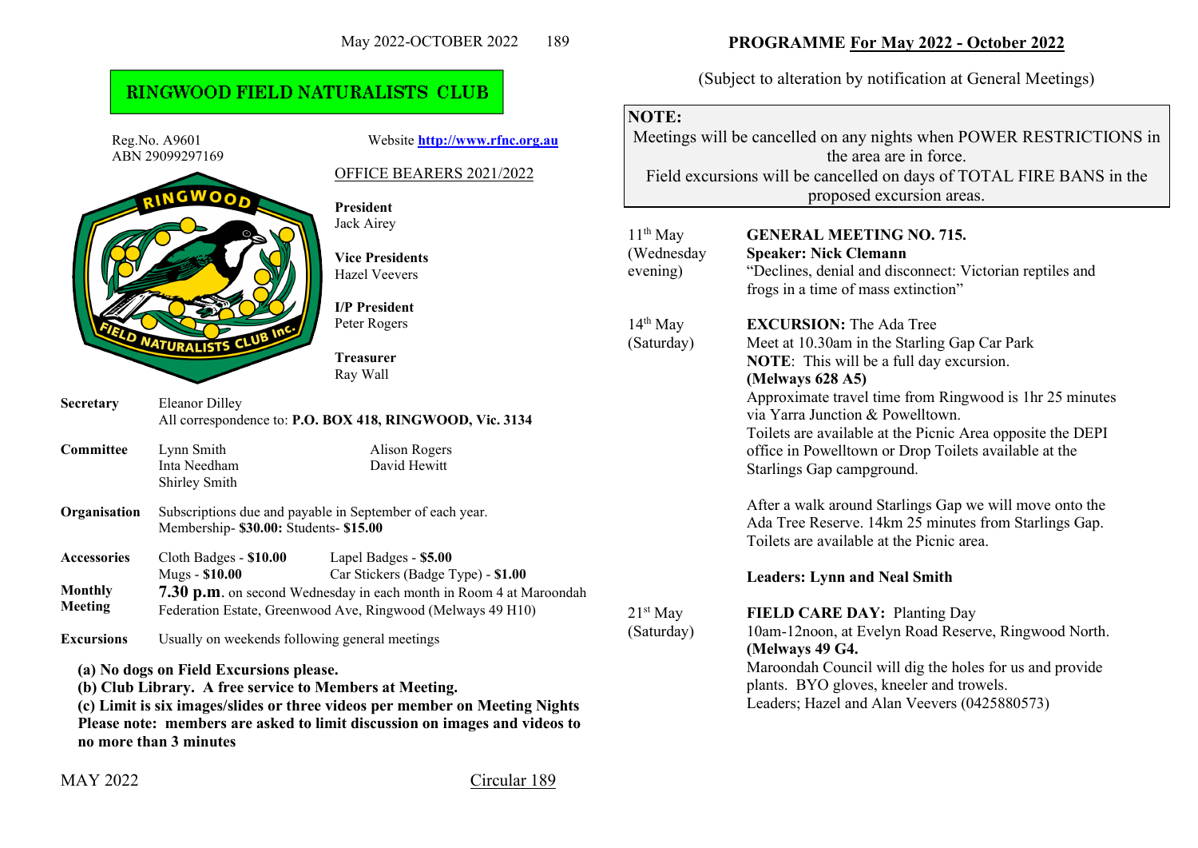# RINGWOOD FIELD NATURALISTS CLUB

Reg.No. A9601
ABN 29099297169

Website **http://www.rfnc.org.au**

## OFFICE BEARERS 2021/2022

**President**
Jack Airey

**Vice Presidents**
Hazel Veevers

**I/P President**
Peter Rogers

**Treasurer**
Ray Wall

**Secretary** Eleanor Dilley
All correspondence to: **P.O. BOX 418, RINGWOOD, Vic. 3134**

**Committee** Lynn Smith, Inta Needham, Shirley Smith, Alison Rogers, David Hewitt

**Organisation** Subscriptions due and payable in September of each year.
Membership- **$30.00:** Students- **$15.00**

**Accessories**
Cloth Badges - **$10.00**
Lapel Badges - **$5.00**
Mugs - **$10.00**
Car Stickers (Badge Type) - **$1.00**

**Monthly Meeting** **7.30 p.m.** on second Wednesday in each month in Room 4 at Maroondah Federation Estate, Greenwood Ave, Ringwood (Melways 49 H10)

**Excursions** Usually on weekends following general meetings

**(a) No dogs on Field Excursions please.**
**(b) Club Library. A free service to Members at Meeting.**
**(c) Limit is six images/slides or three videos per member on Meeting Nights**
**Please note: members are asked to limit discussion on images and videos to no more than 3 minutes**

MAY 2022 Circular 189

## PROGRAMME For May 2022 - October 2022

(Subject to alteration by notification at General Meetings)

**NOTE:**
Meetings will be cancelled on any nights when POWER RESTRICTIONS in the area are in force.
Field excursions will be cancelled on days of TOTAL FIRE BANS in the proposed excursion areas.

**11th May (Wednesday evening)**

**GENERAL MEETING NO. 715.**
**Speaker: Nick Clemann**
"Declines, denial and disconnect: Victorian reptiles and frogs in a time of mass extinction"

**14th May (Saturday)**

**EXCURSION:** The Ada Tree
Meet at 10.30am in the Starling Gap Car Park
**NOTE**: This will be a full day excursion.
**(Melways 628 A5)**
Approximate travel time from Ringwood is 1hr 25 minutes via Yarra Junction & Powelltown.
Toilets are available at the Picnic Area opposite the DEPI office in Powelltown or Drop Toilets available at the Starlings Gap campground.

After a walk around Starlings Gap we will move onto the Ada Tree Reserve. 14km 25 minutes from Starlings Gap. Toilets are available at the Picnic area.

**Leaders: Lynn and Neal Smith**

**21st May (Saturday)**

**FIELD CARE DAY:** Planting Day
10am-12noon, at Evelyn Road Reserve, Ringwood North.
**(Melways 49 G4.**
Maroondah Council will dig the holes for us and provide plants. BYO gloves, kneeler and trowels.
Leaders; Hazel and Alan Veevers (0425880573)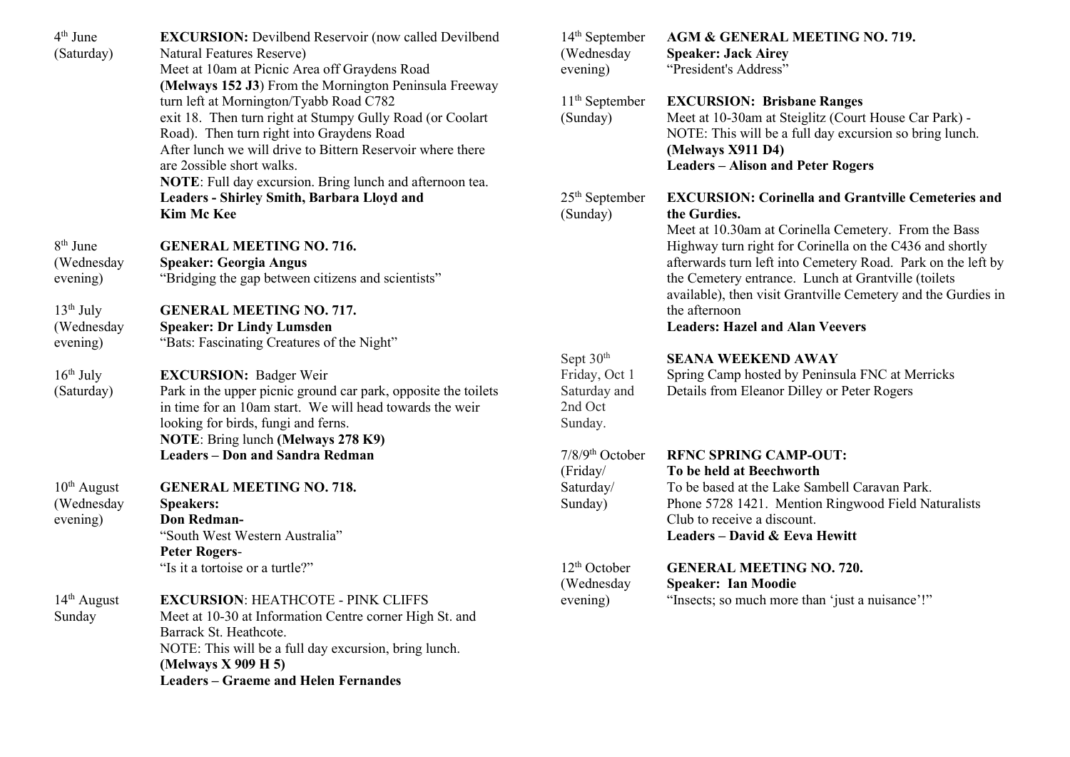4th June (Saturday)

**EXCURSION:** Devilbend Reservoir (now called Devilbend Natural Features Reserve)
Meet at 10am at Picnic Area off Graydens Road **(Melways 152 J3**) From the Mornington Peninsula Freeway turn left at Mornington/Tyabb Road C782 exit 18. Then turn right at Stumpy Gully Road (or Coolart Road). Then turn right into Graydens Road
After lunch we will drive to Bittern Reservoir where there are 2ossible short walks.
**NOTE**: Full day excursion. Bring lunch and afternoon tea.
**Leaders - Shirley Smith, Barbara Lloyd and Kim Mc Kee**

8th June (Wednesday evening)

**GENERAL MEETING NO. 716.**
**Speaker: Georgia Angus**
"Bridging the gap between citizens and scientists"

13th July (Wednesday evening)

**GENERAL MEETING NO. 717.**
**Speaker: Dr Lindy Lumsden**
"Bats: Fascinating Creatures of the Night"

16th July (Saturday)

**EXCURSION:** Badger Weir
Park in the upper picnic ground car park, opposite the toilets in time for an 10am start. We will head towards the weir looking for birds, fungi and ferns.
**NOTE**: Bring lunch **(Melways 278 K9)**
**Leaders – Don and Sandra Redman**

10th August (Wednesday evening)

**GENERAL MEETING NO. 718.**
**Speakers:**
**Don Redman-**
"South West Western Australia"
**Peter Rogers**-
"Is it a tortoise or a turtle?"

14th August Sunday

**EXCURSION**: HEATHCOTE - PINK CLIFFS
Meet at 10-30 at Information Centre corner High St. and Barrack St. Heathcote.
NOTE: This will be a full day excursion, bring lunch.
**(Melways X 909 H 5)**
**Leaders – Graeme and Helen Fernandes**

14th September (Wednesday evening)

**AGM & GENERAL MEETING NO. 719.**
**Speaker: Jack Airey**
"President's Address"

11th September (Sunday)

**EXCURSION: Brisbane Ranges**
Meet at 10-30am at Steiglitz (Court House Car Park) - NOTE: This will be a full day excursion so bring lunch.
**(Melways X911 D4)**
**Leaders – Alison and Peter Rogers**

25th September (Sunday)

**EXCURSION: Corinella and Grantville Cemeteries and the Gurdies.**
Meet at 10.30am at Corinella Cemetery. From the Bass Highway turn right for Corinella on the C436 and shortly afterwards turn left into Cemetery Road. Park on the left by the Cemetery entrance. Lunch at Grantville (toilets available), then visit Grantville Cemetery and the Gurdies in the afternoon
**Leaders: Hazel and Alan Veevers**

Sept 30th Friday, Oct 1 Saturday and 2nd Oct Sunday.

**SEANA WEEKEND AWAY**
Spring Camp hosted by Peninsula FNC at Merricks
Details from Eleanor Dilley or Peter Rogers

7/8/9th October (Friday/ Saturday/ Sunday)

**RFNC SPRING CAMP-OUT:**
**To be held at Beechworth**
To be based at the Lake Sambell Caravan Park.
Phone 5728 1421. Mention Ringwood Field Naturalists Club to receive a discount.
**Leaders – David & Eeva Hewitt**

12th October (Wednesday evening)

**GENERAL MEETING NO. 720.**
**Speaker: Ian Moodie**
"Insects; so much more than 'just a nuisance'!"